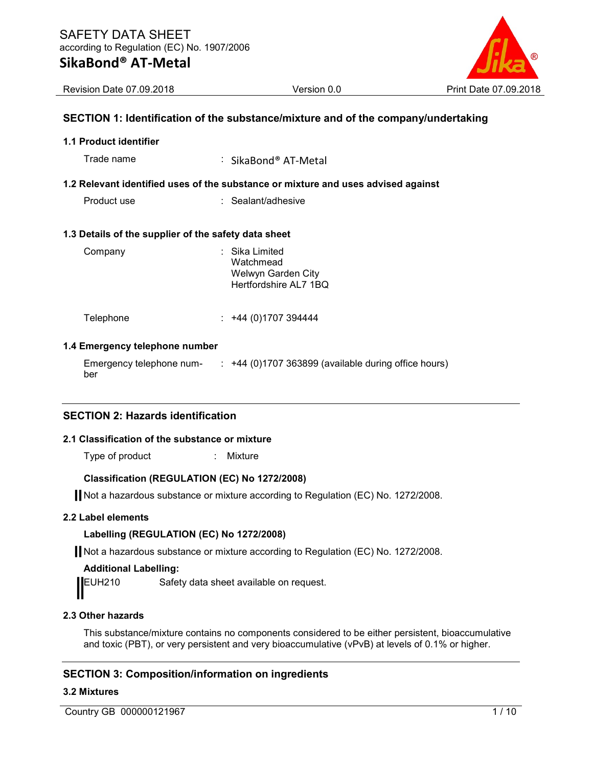# SAFETY DATA SHEET

according to Regulation (EC) No. 1907/2006

## SikaBond® AT-Metal

Revision Date 07.09.2018 | Version 0.0 | Print Date 07.09.2018

## SECTION 1: Identification of the substance/mixture and of the company/undertaking

### 1.1 Product identifier

Trade name : SikaBond® AT-Metal

### 1.2 Relevant identified uses of the substance or mixture and uses advised against

Product use : Sealant/adhesive

### 1.3 Details of the supplier of the safety data sheet

Company : Sika Limited
Watchmead
Welwyn Garden City
Hertfordshire AL7 1BQ

Telephone : +44 (0)1707 394444

### 1.4 Emergency telephone number

Emergency telephone number : +44 (0)1707 363899 (available during office hours)

## SECTION 2: Hazards identification

### 2.1 Classification of the substance or mixture

Type of product : Mixture

**Classification (REGULATION (EC) No 1272/2008)**

Not a hazardous substance or mixture according to Regulation (EC) No. 1272/2008.

### 2.2 Label elements

**Labelling (REGULATION (EC) No 1272/2008)**

Not a hazardous substance or mixture according to Regulation (EC) No. 1272/2008.

**Additional Labelling:**

EUH210 Safety data sheet available on request.

### 2.3 Other hazards

This substance/mixture contains no components considered to be either persistent, bioaccumulative and toxic (PBT), or very persistent and very bioaccumulative (vPvB) at levels of 0.1% or higher.

## SECTION 3: Composition/information on ingredients

### 3.2 Mixtures

Country GB 000000121967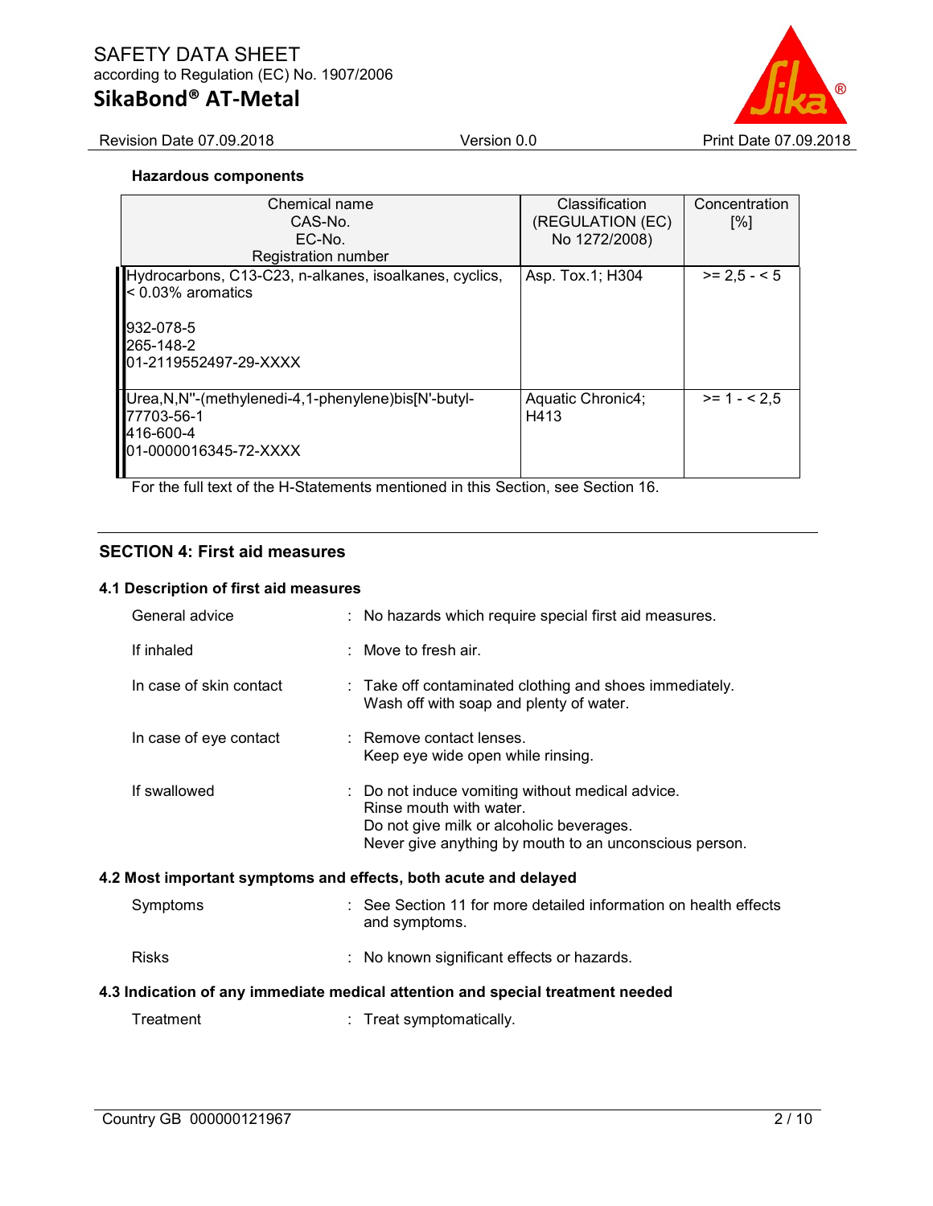**Hazardous components**

| Chemical name<br>CAS-No.<br>EC-No.<br>Registration number | Classification (REGULATION (EC) No 1272/2008) | Concentration [%] |
|---|---|---|
| Hydrocarbons, C13-C23, n-alkanes, isoalkanes, cyclics, < 0.03% aromatics<br><br>932-078-5<br>265-148-2<br>01-2119552497-29-XXXX | Asp. Tox.1; H304 | >= 2,5 - < 5 |
| Urea,N,N''-(methylenedi-4,1-phenylene)bis[N'-butyl-<br>77703-56-1<br>416-600-4<br>01-0000016345-72-XXXX | Aquatic Chronic4; H413 | >= 1 - < 2,5 |

For the full text of the H-Statements mentioned in this Section, see Section 16.

## SECTION 4: First aid measures

### 4.1 Description of first aid measures

General advice : No hazards which require special first aid measures.

If inhaled : Move to fresh air.

In case of skin contact : Take off contaminated clothing and shoes immediately.
Wash off with soap and plenty of water.

In case of eye contact : Remove contact lenses.
Keep eye wide open while rinsing.

If swallowed : Do not induce vomiting without medical advice.
Rinse mouth with water.
Do not give milk or alcoholic beverages.
Never give anything by mouth to an unconscious person.

### 4.2 Most important symptoms and effects, both acute and delayed

Symptoms : See Section 11 for more detailed information on health effects and symptoms.

Risks : No known significant effects or hazards.

### 4.3 Indication of any immediate medical attention and special treatment needed

Treatment : Treat symptomatically.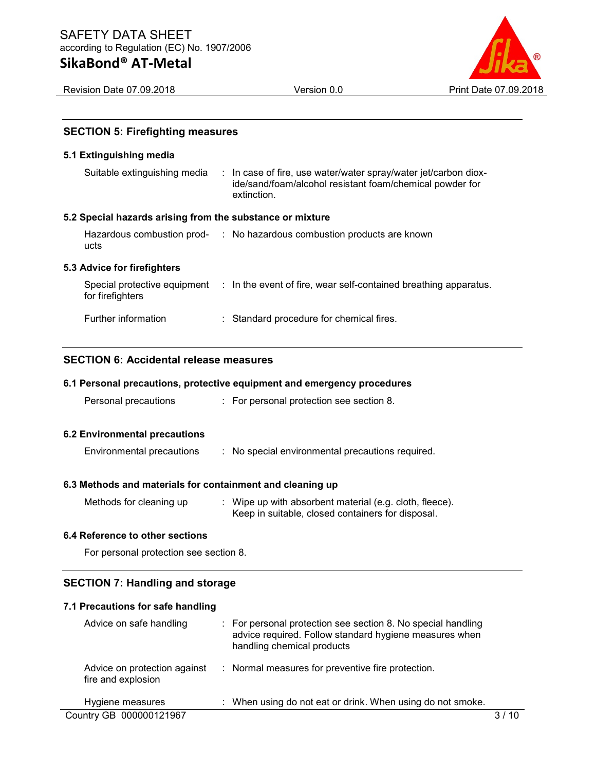## SECTION 5: Firefighting measures

### 5.1 Extinguishing media

| | |
|---|---|
| Suitable extinguishing media | In case of fire, use water/water spray/water jet/carbon dioxide/sand/foam/alcohol resistant foam/chemical powder for extinction. |

### 5.2 Special hazards arising from the substance or mixture

| | |
|---|---|
| Hazardous combustion products | No hazardous combustion products are known |

### 5.3 Advice for firefighters

| | |
|---|---|
| Special protective equipment for firefighters | In the event of fire, wear self-contained breathing apparatus. |
| Further information | Standard procedure for chemical fires. |

## SECTION 6: Accidental release measures

### 6.1 Personal precautions, protective equipment and emergency procedures

| | |
|---|---|
| Personal precautions | For personal protection see section 8. |

### 6.2 Environmental precautions

| | |
|---|---|
| Environmental precautions | No special environmental precautions required. |

### 6.3 Methods and materials for containment and cleaning up

| | |
|---|---|
| Methods for cleaning up | Wipe up with absorbent material (e.g. cloth, fleece).<br>Keep in suitable, closed containers for disposal. |

### 6.4 Reference to other sections

For personal protection see section 8.

## SECTION 7: Handling and storage

### 7.1 Precautions for safe handling

| | |
|---|---|
| Advice on safe handling | For personal protection see section 8. No special handling advice required. Follow standard hygiene measures when handling chemical products |
| Advice on protection against fire and explosion | Normal measures for preventive fire protection. |
| Hygiene measures | When using do not eat or drink. When using do not smoke. |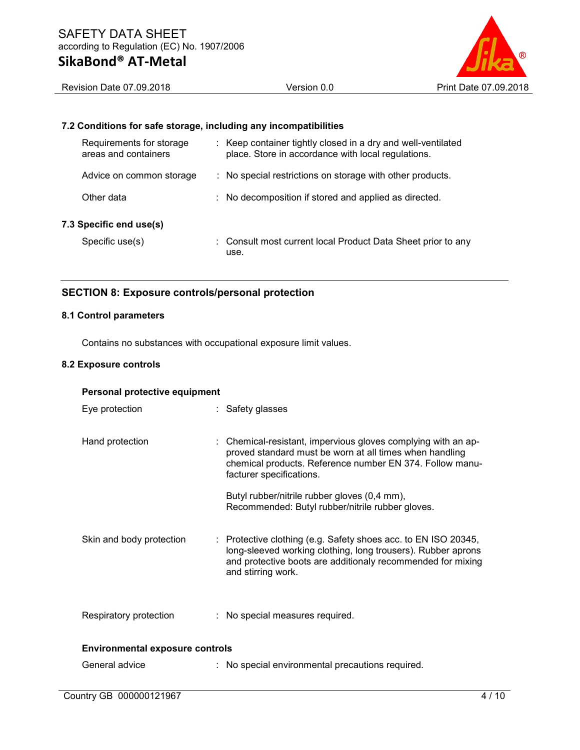### 7.2 Conditions for safe storage, including any incompatibilities

| | |
|---|---|
| Requirements for storage areas and containers | : Keep container tightly closed in a dry and well-ventilated place. Store in accordance with local regulations. |
| Advice on common storage | : No special restrictions on storage with other products. |
| Other data | : No decomposition if stored and applied as directed. |

### 7.3 Specific end use(s)

| | |
|---|---|
| Specific use(s) | : Consult most current local Product Data Sheet prior to any use. |

## SECTION 8: Exposure controls/personal protection

### 8.1 Control parameters

Contains no substances with occupational exposure limit values.

### 8.2 Exposure controls

**Personal protective equipment**

| | |
|---|---|
| Eye protection | : Safety glasses |
| Hand protection | : Chemical-resistant, impervious gloves complying with an approved standard must be worn at all times when handling chemical products. Reference number EN 374. Follow manufacturer specifications.<br><br>Butyl rubber/nitrile rubber gloves (0,4 mm), Recommended: Butyl rubber/nitrile rubber gloves. |
| Skin and body protection | : Protective clothing (e.g. Safety shoes acc. to EN ISO 20345, long-sleeved working clothing, long trousers). Rubber aprons and protective boots are additionaly recommended for mixing and stirring work. |
| Respiratory protection | : No special measures required. |

**Environmental exposure controls**

| | |
|---|---|
| General advice | : No special environmental precautions required. |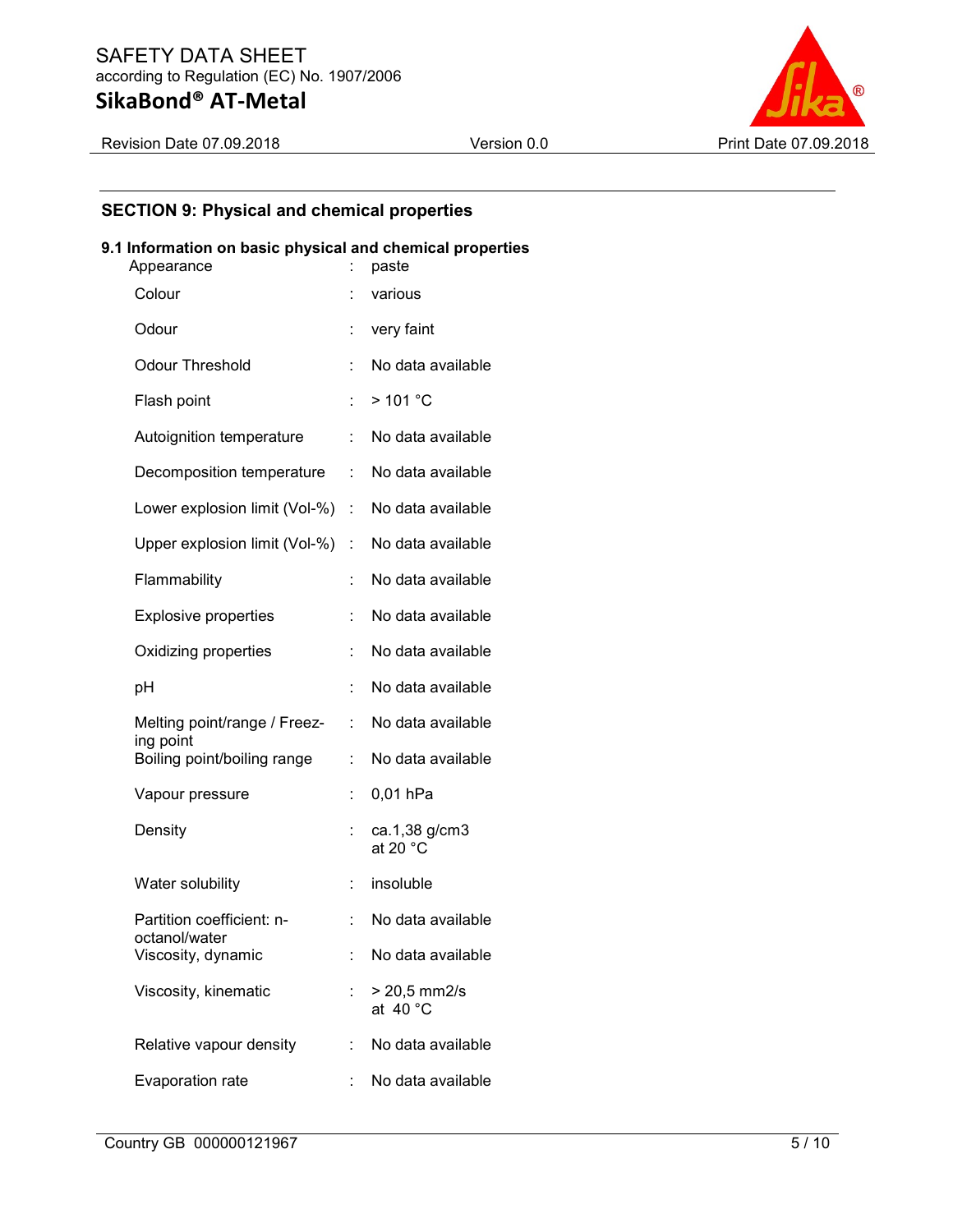## SECTION 9: Physical and chemical properties

### 9.1 Information on basic physical and chemical properties

| Property | | Value |
|---|---|---|
| Appearance | : | paste |
| Colour | : | various |
| Odour | : | very faint |
| Odour Threshold | : | No data available |
| Flash point | : | > 101 °C |
| Autoignition temperature | : | No data available |
| Decomposition temperature | : | No data available |
| Lower explosion limit (Vol-%) | : | No data available |
| Upper explosion limit (Vol-%) | : | No data available |
| Flammability | : | No data available |
| Explosive properties | : | No data available |
| Oxidizing properties | : | No data available |
| pH | : | No data available |
| Melting point/range / Freezing point | : | No data available |
| Boiling point/boiling range | : | No data available |
| Vapour pressure | : | 0,01 hPa |
| Density | : | ca.1,38 g/cm3 at 20 °C |
| Water solubility | : | insoluble |
| Partition coefficient: n-octanol/water | : | No data available |
| Viscosity, dynamic | : | No data available |
| Viscosity, kinematic | : | > 20,5 mm2/s at 40 °C |
| Relative vapour density | : | No data available |
| Evaporation rate | : | No data available |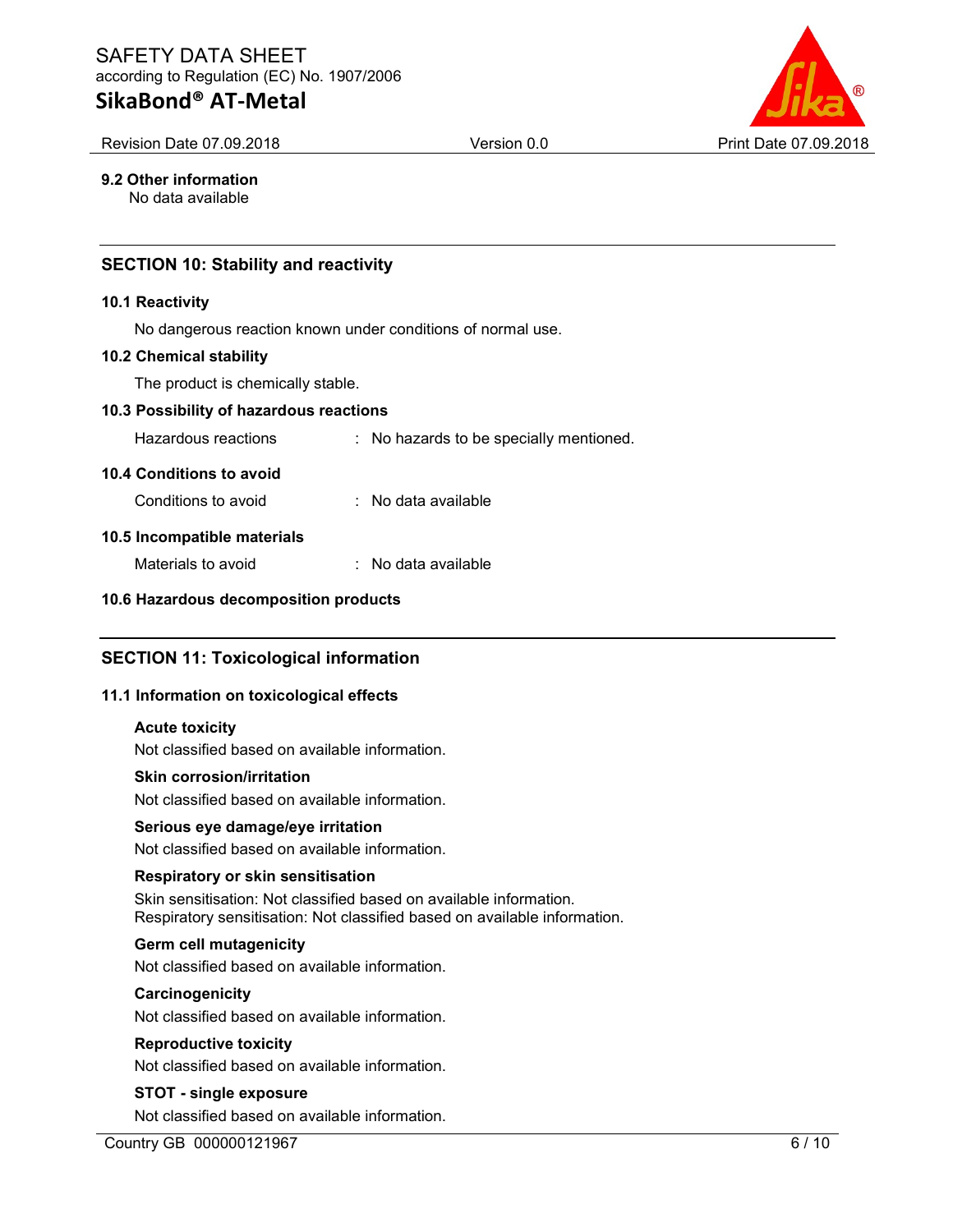### 9.2 Other information

No data available

## SECTION 10: Stability and reactivity

### 10.1 Reactivity

No dangerous reaction known under conditions of normal use.

### 10.2 Chemical stability

The product is chemically stable.

### 10.3 Possibility of hazardous reactions

Hazardous reactions : No hazards to be specially mentioned.

### 10.4 Conditions to avoid

Conditions to avoid : No data available

### 10.5 Incompatible materials

Materials to avoid : No data available

### 10.6 Hazardous decomposition products

## SECTION 11: Toxicological information

### 11.1 Information on toxicological effects

**Acute toxicity**

Not classified based on available information.

**Skin corrosion/irritation**

Not classified based on available information.

**Serious eye damage/eye irritation**

Not classified based on available information.

**Respiratory or skin sensitisation**

Skin sensitisation: Not classified based on available information.
Respiratory sensitisation: Not classified based on available information.

**Germ cell mutagenicity**

Not classified based on available information.

**Carcinogenicity**

Not classified based on available information.

**Reproductive toxicity**

Not classified based on available information.

**STOT - single exposure**

Not classified based on available information.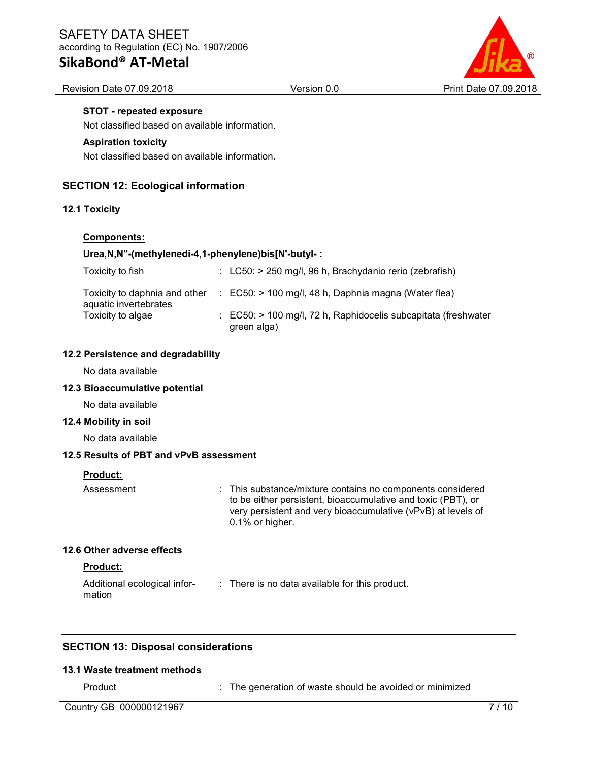**STOT - repeated exposure**

Not classified based on available information.

**Aspiration toxicity**

Not classified based on available information.

## SECTION 12: Ecological information

### 12.1 Toxicity

**Components:**

**Urea,N,N''-(methylenedi-4,1-phenylene)bis[N'-butyl- :**

| | |
|---|---|
| Toxicity to fish | : LC50: > 250 mg/l, 96 h, Brachydanio rerio (zebrafish) |
| Toxicity to daphnia and other aquatic invertebrates | : EC50: > 100 mg/l, 48 h, Daphnia magna (Water flea) |
| Toxicity to algae | : EC50: > 100 mg/l, 72 h, Raphidocelis subcapitata (freshwater green alga) |

### 12.2 Persistence and degradability

No data available

### 12.3 Bioaccumulative potential

No data available

### 12.4 Mobility in soil

No data available

### 12.5 Results of PBT and vPvB assessment

**Product:**

| | |
|---|---|
| Assessment | : This substance/mixture contains no components considered to be either persistent, bioaccumulative and toxic (PBT), or very persistent and very bioaccumulative (vPvB) at levels of 0.1% or higher. |

### 12.6 Other adverse effects

**Product:**

| | |
|---|---|
| Additional ecological information | : There is no data available for this product. |

## SECTION 13: Disposal considerations

### 13.1 Waste treatment methods

| | |
|---|---|
| Product | : The generation of waste should be avoided or minimized |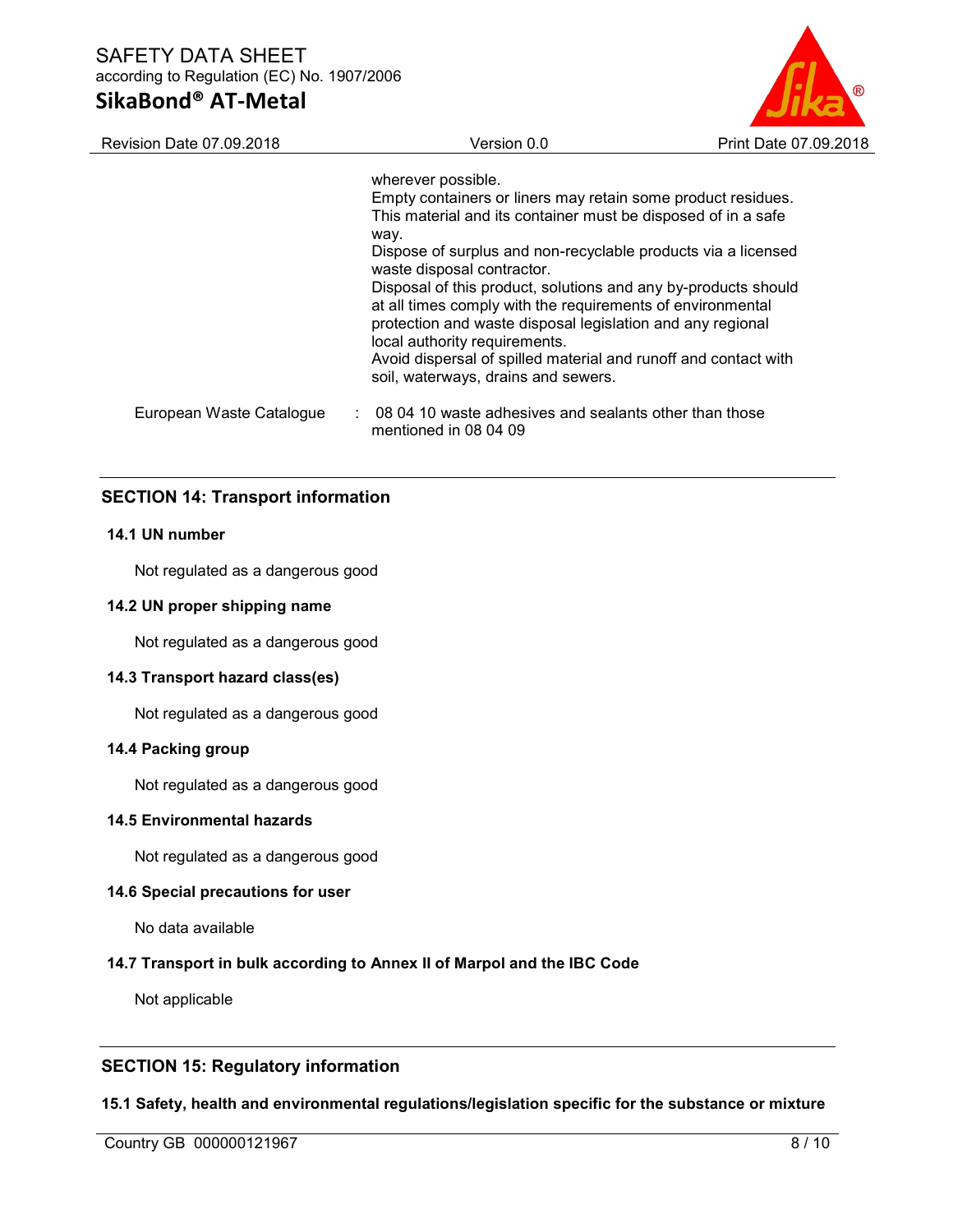wherever possible.
Empty containers or liners may retain some product residues.
This material and its container must be disposed of in a safe way.
Dispose of surplus and non-recyclable products via a licensed waste disposal contractor.
Disposal of this product, solutions and any by-products should at all times comply with the requirements of environmental protection and waste disposal legislation and any regional local authority requirements.
Avoid dispersal of spilled material and runoff and contact with soil, waterways, drains and sewers.

European Waste Catalogue : 08 04 10 waste adhesives and sealants other than those mentioned in 08 04 09

## SECTION 14: Transport information

### 14.1 UN number

Not regulated as a dangerous good

### 14.2 UN proper shipping name

Not regulated as a dangerous good

### 14.3 Transport hazard class(es)

Not regulated as a dangerous good

### 14.4 Packing group

Not regulated as a dangerous good

### 14.5 Environmental hazards

Not regulated as a dangerous good

### 14.6 Special precautions for user

No data available

### 14.7 Transport in bulk according to Annex II of Marpol and the IBC Code

Not applicable

## SECTION 15: Regulatory information

### 15.1 Safety, health and environmental regulations/legislation specific for the substance or mixture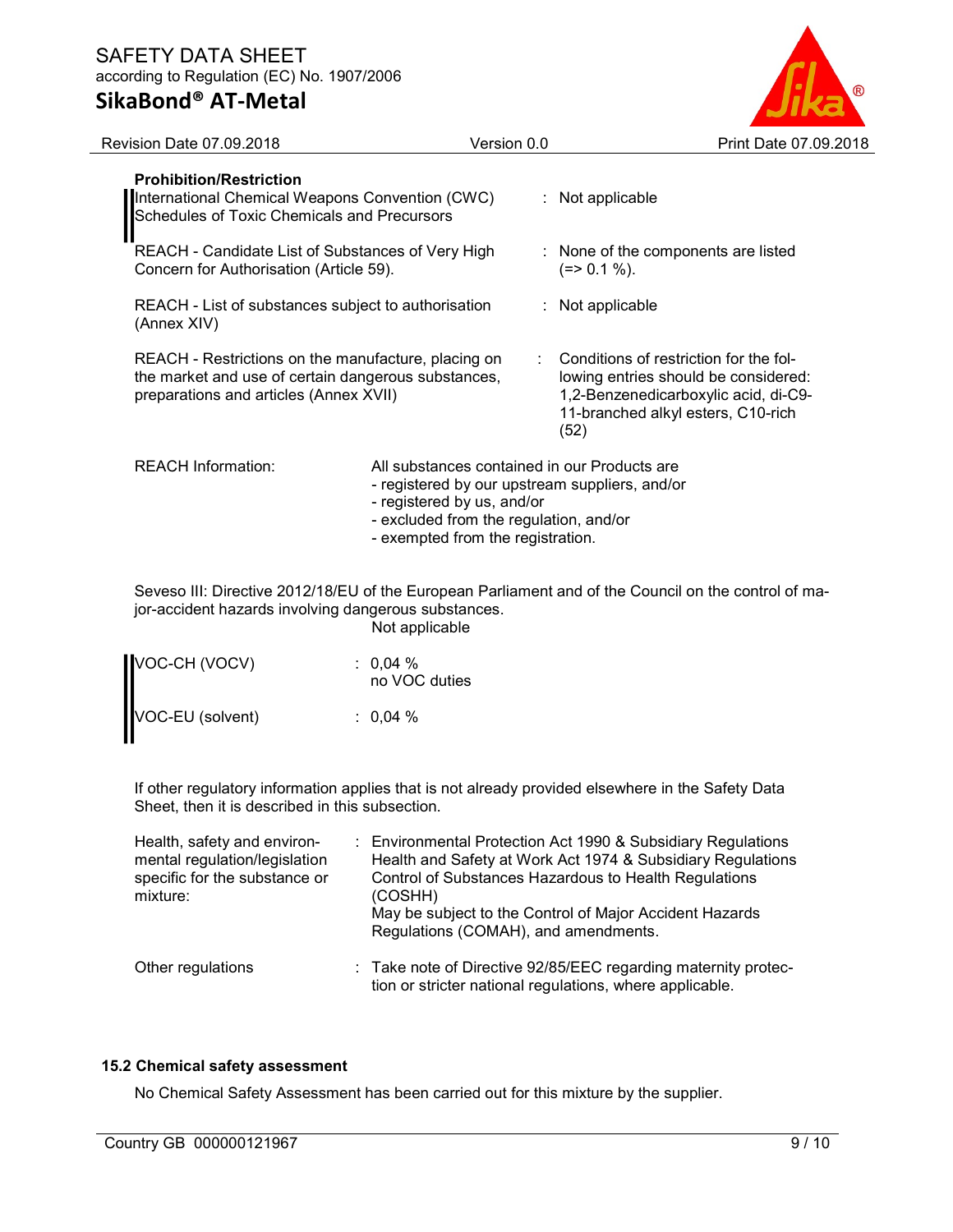**Prohibition/Restriction**

| | |
|---|---|
| International Chemical Weapons Convention (CWC) Schedules of Toxic Chemicals and Precursors | : Not applicable |
| REACH - Candidate List of Substances of Very High Concern for Authorisation (Article 59). | : None of the components are listed (=> 0.1 %). |
| REACH - List of substances subject to authorisation (Annex XIV) | : Not applicable |
| REACH - Restrictions on the manufacture, placing on the market and use of certain dangerous substances, preparations and articles (Annex XVII) | : Conditions of restriction for the following entries should be considered: 1,2-Benzenedicarboxylic acid, di-C9-11-branched alkyl esters, C10-rich (52) |

REACH Information: All substances contained in our Products are
- registered by our upstream suppliers, and/or
- registered by us, and/or
- excluded from the regulation, and/or
- exempted from the registration.

Seveso III: Directive 2012/18/EU of the European Parliament and of the Council on the control of major-accident hazards involving dangerous substances.
Not applicable

| | |
|---|---|
| VOC-CH (VOCV) | : 0,04 % no VOC duties |
| VOC-EU (solvent) | : 0,04 % |

If other regulatory information applies that is not already provided elsewhere in the Safety Data Sheet, then it is described in this subsection.

| | |
|---|---|
| Health, safety and environmental regulation/legislation specific for the substance or mixture: | : Environmental Protection Act 1990 & Subsidiary Regulations Health and Safety at Work Act 1974 & Subsidiary Regulations Control of Substances Hazardous to Health Regulations (COSHH) May be subject to the Control of Major Accident Hazards Regulations (COMAH), and amendments. |
| Other regulations | : Take note of Directive 92/85/EEC regarding maternity protection or stricter national regulations, where applicable. |

### 15.2 Chemical safety assessment

No Chemical Safety Assessment has been carried out for this mixture by the supplier.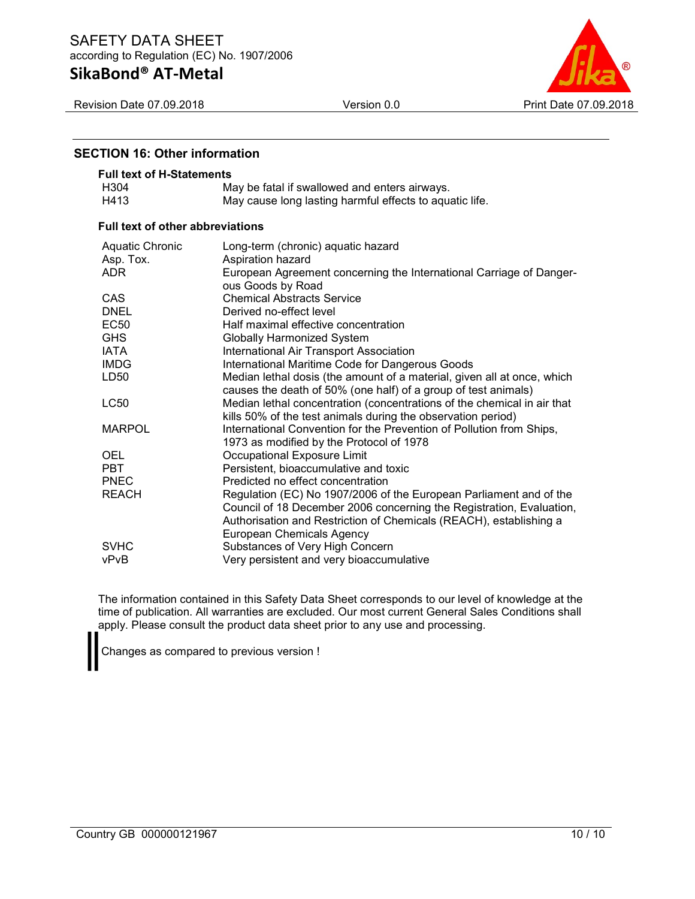## SECTION 16: Other information

**Full text of H-Statements**

| | |
|---|---|
| H304 | May be fatal if swallowed and enters airways. |
| H413 | May cause long lasting harmful effects to aquatic life. |

**Full text of other abbreviations**

| | |
|---|---|
| Aquatic Chronic | Long-term (chronic) aquatic hazard |
| Asp. Tox. | Aspiration hazard |
| ADR | European Agreement concerning the International Carriage of Dangerous Goods by Road |
| CAS | Chemical Abstracts Service |
| DNEL | Derived no-effect level |
| EC50 | Half maximal effective concentration |
| GHS | Globally Harmonized System |
| IATA | International Air Transport Association |
| IMDG | International Maritime Code for Dangerous Goods |
| LD50 | Median lethal dosis (the amount of a material, given all at once, which causes the death of 50% (one half) of a group of test animals) |
| LC50 | Median lethal concentration (concentrations of the chemical in air that kills 50% of the test animals during the observation period) |
| MARPOL | International Convention for the Prevention of Pollution from Ships, 1973 as modified by the Protocol of 1978 |
| OEL | Occupational Exposure Limit |
| PBT | Persistent, bioaccumulative and toxic |
| PNEC | Predicted no effect concentration |
| REACH | Regulation (EC) No 1907/2006 of the European Parliament and of the Council of 18 December 2006 concerning the Registration, Evaluation, Authorisation and Restriction of Chemicals (REACH), establishing a European Chemicals Agency |
| SVHC | Substances of Very High Concern |
| vPvB | Very persistent and very bioaccumulative |

The information contained in this Safety Data Sheet corresponds to our level of knowledge at the time of publication. All warranties are excluded. Our most current General Sales Conditions shall apply. Please consult the product data sheet prior to any use and processing.

Changes as compared to previous version !